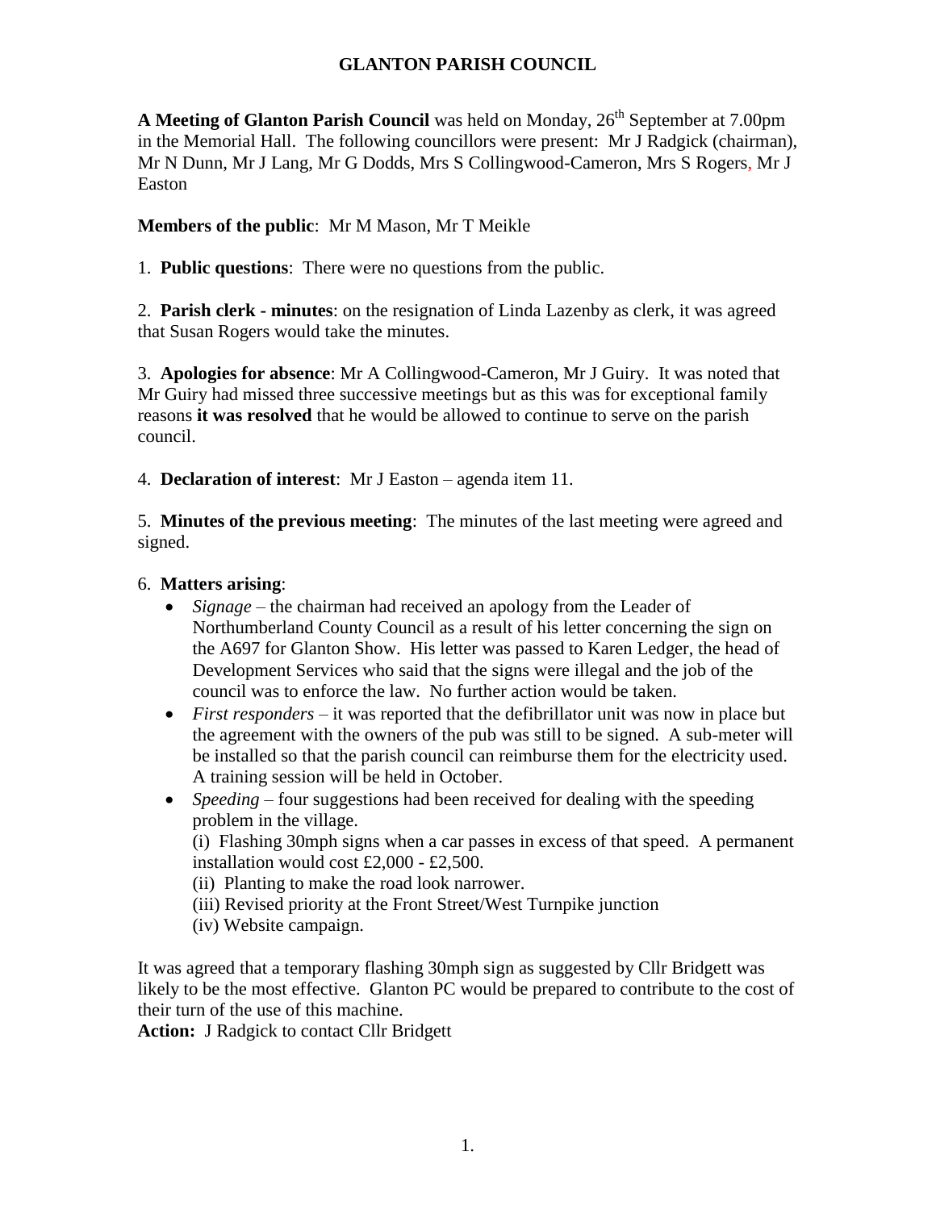# GLANTON PARISH COUNCIL

**A Meeting of Glanton Parish Council** was held on Monday, 26th September at 7.00pm in the Memorial Hall. The following councillors were present: Mr J Radgick (chairman), Mr N Dunn, Mr J Lang, Mr G Dodds, Mrs S Collingwood-Cameron, Mrs S Rogers, Mr J Easton

**Members of the public**: Mr M Mason, Mr T Meikle

1. **Public questions**: There were no questions from the public.

2. **Parish clerk - minutes**: on the resignation of Linda Lazenby as clerk, it was agreed that Susan Rogers would take the minutes.

3. **Apologies for absence**: Mr A Collingwood-Cameron, Mr J Guiry. It was noted that Mr Guiry had missed three successive meetings but as this was for exceptional family reasons **it was resolved** that he would be allowed to continue to serve on the parish council.

4. **Declaration of interest**: Mr J Easton – agenda item 11.

5. **Minutes of the previous meeting**: The minutes of the last meeting were agreed and signed.

6. **Matters arising**:

- *Signage* – the chairman had received an apology from the Leader of Northumberland County Council as a result of his letter concerning the sign on the A697 for Glanton Show. His letter was passed to Karen Ledger, the head of Development Services who said that the signs were illegal and the job of the council was to enforce the law. No further action would be taken.
- *First responders* – it was reported that the defibrillator unit was now in place but the agreement with the owners of the pub was still to be signed. A sub-meter will be installed so that the parish council can reimburse them for the electricity used. A training session will be held in October.
- *Speeding* – four suggestions had been received for dealing with the speeding problem in the village.
  (i) Flashing 30mph signs when a car passes in excess of that speed. A permanent installation would cost £2,000 - £2,500.
  (ii) Planting to make the road look narrower.
  (iii) Revised priority at the Front Street/West Turnpike junction
  (iv) Website campaign.

It was agreed that a temporary flashing 30mph sign as suggested by Cllr Bridgett was likely to be the most effective. Glanton PC would be prepared to contribute to the cost of their turn of the use of this machine.

**Action:** J Radgick to contact Cllr Bridgett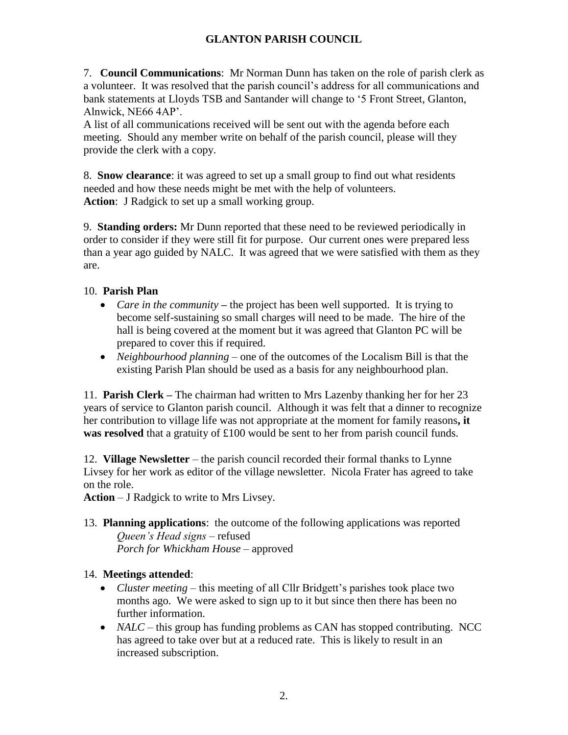# GLANTON PARISH COUNCIL

7. **Council Communications**: Mr Norman Dunn has taken on the role of parish clerk as a volunteer. It was resolved that the parish council's address for all communications and bank statements at Lloyds TSB and Santander will change to '5 Front Street, Glanton, Alnwick, NE66 4AP'.
A list of all communications received will be sent out with the agenda before each meeting. Should any member write on behalf of the parish council, please will they provide the clerk with a copy.

8. **Snow clearance**: it was agreed to set up a small group to find out what residents needed and how these needs might be met with the help of volunteers.
**Action**: J Radgick to set up a small working group.

9. **Standing orders:** Mr Dunn reported that these need to be reviewed periodically in order to consider if they were still fit for purpose. Our current ones were prepared less than a year ago guided by NALC. It was agreed that we were satisfied with them as they are.

10. **Parish Plan**

- *Care in the community* – the project has been well supported. It is trying to become self-sustaining so small charges will need to be made. The hire of the hall is being covered at the moment but it was agreed that Glanton PC will be prepared to cover this if required.
- *Neighbourhood planning* – one of the outcomes of the Localism Bill is that the existing Parish Plan should be used as a basis for any neighbourhood plan.

11. **Parish Clerk** – The chairman had written to Mrs Lazenby thanking her for her 23 years of service to Glanton parish council. Although it was felt that a dinner to recognize her contribution to village life was not appropriate at the moment for family reasons**, it was resolved** that a gratuity of £100 would be sent to her from parish council funds.

12. **Village Newsletter** – the parish council recorded their formal thanks to Lynne Livsey for her work as editor of the village newsletter. Nicola Frater has agreed to take on the role.
**Action** – J Radgick to write to Mrs Livsey.

13. **Planning applications**: the outcome of the following applications was reported
*Queen's Head signs* – refused
*Porch for Whickham House* – approved

14. **Meetings attended**:

- *Cluster meeting* – this meeting of all Cllr Bridgett's parishes took place two months ago. We were asked to sign up to it but since then there has been no further information.
- *NALC* – this group has funding problems as CAN has stopped contributing. NCC has agreed to take over but at a reduced rate. This is likely to result in an increased subscription.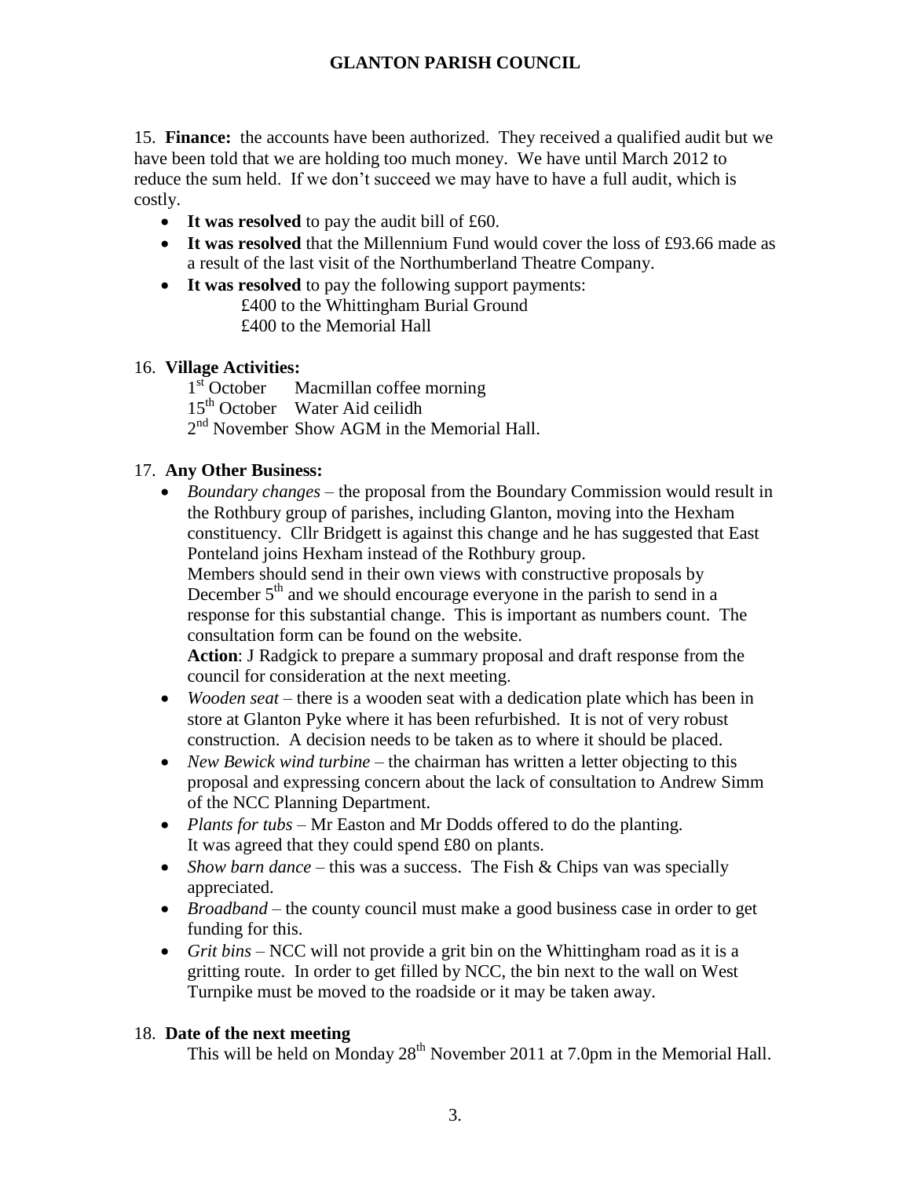**GLANTON PARISH COUNCIL**

15. **Finance:** the accounts have been authorized. They received a qualified audit but we have been told that we are holding too much money. We have until March 2012 to reduce the sum held. If we don't succeed we may have to have a full audit, which is costly.

- **It was resolved** to pay the audit bill of £60.
- **It was resolved** that the Millennium Fund would cover the loss of £93.66 made as a result of the last visit of the Northumberland Theatre Company.
- **It was resolved** to pay the following support payments:
  £400 to the Whittingham Burial Ground
  £400 to the Memorial Hall

16. **Village Activities:**

1st October Macmillan coffee morning
15th October Water Aid ceilidh
2nd November Show AGM in the Memorial Hall.

17. **Any Other Business:**

- *Boundary changes* – the proposal from the Boundary Commission would result in the Rothbury group of parishes, including Glanton, moving into the Hexham constituency. Cllr Bridgett is against this change and he has suggested that East Ponteland joins Hexham instead of the Rothbury group.
  Members should send in their own views with constructive proposals by December 5th and we should encourage everyone in the parish to send in a response for this substantial change. This is important as numbers count. The consultation form can be found on the website.
  **Action**: J Radgick to prepare a summary proposal and draft response from the council for consideration at the next meeting.
- *Wooden seat* – there is a wooden seat with a dedication plate which has been in store at Glanton Pyke where it has been refurbished. It is not of very robust construction. A decision needs to be taken as to where it should be placed.
- *New Bewick wind turbine* – the chairman has written a letter objecting to this proposal and expressing concern about the lack of consultation to Andrew Simm of the NCC Planning Department.
- *Plants for tubs* – Mr Easton and Mr Dodds offered to do the planting. It was agreed that they could spend £80 on plants.
- *Show barn dance* – this was a success. The Fish & Chips van was specially appreciated.
- *Broadband* – the county council must make a good business case in order to get funding for this.
- *Grit bins* – NCC will not provide a grit bin on the Whittingham road as it is a gritting route. In order to get filled by NCC, the bin next to the wall on West Turnpike must be moved to the roadside or it may be taken away.

18. **Date of the next meeting**

This will be held on Monday 28th November 2011 at 7.0pm in the Memorial Hall.